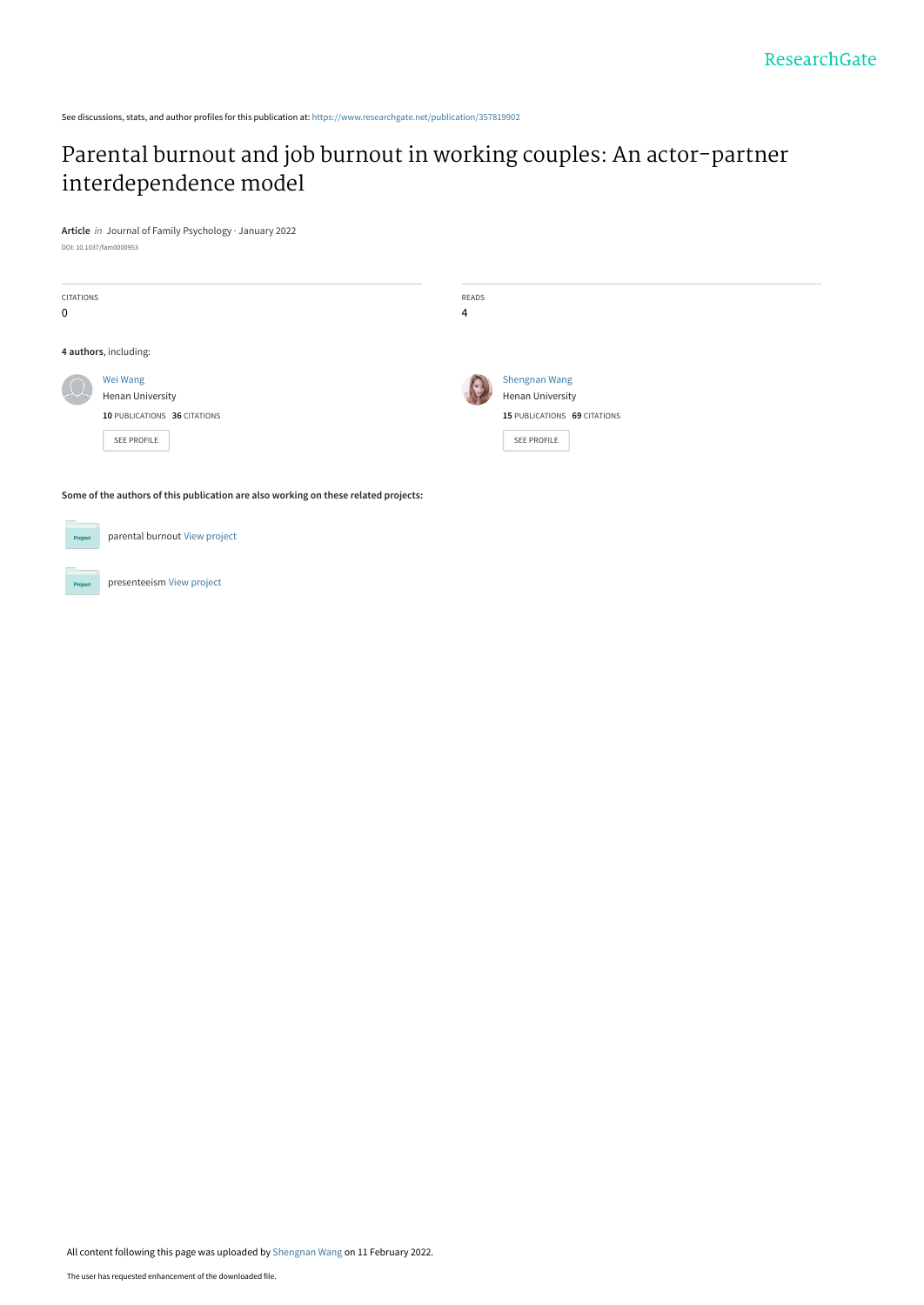See discussions, stats, and author profiles for this publication at: https://www.researchgate.net/publication/357819902

# Parental burnout and job burnout in working couples: An actor–partner interdependence model

**Article** *in* Journal of Family Psychology · January 2022

DOI: 10.1037/fam0000953

| CITATIONS | READS |
|---|---|
| 0 | 4 |

**4 authors**, including:

Wei Wang
Henan University
**10** PUBLICATIONS **36** CITATIONS
SEE PROFILE

Shengnan Wang
Henan University
**15** PUBLICATIONS **69** CITATIONS
SEE PROFILE

**Some of the authors of this publication are also working on these related projects:**

parental burnout View project

presenteeism View project

All content following this page was uploaded by Shengnan Wang on 11 February 2022.

The user has requested enhancement of the downloaded file.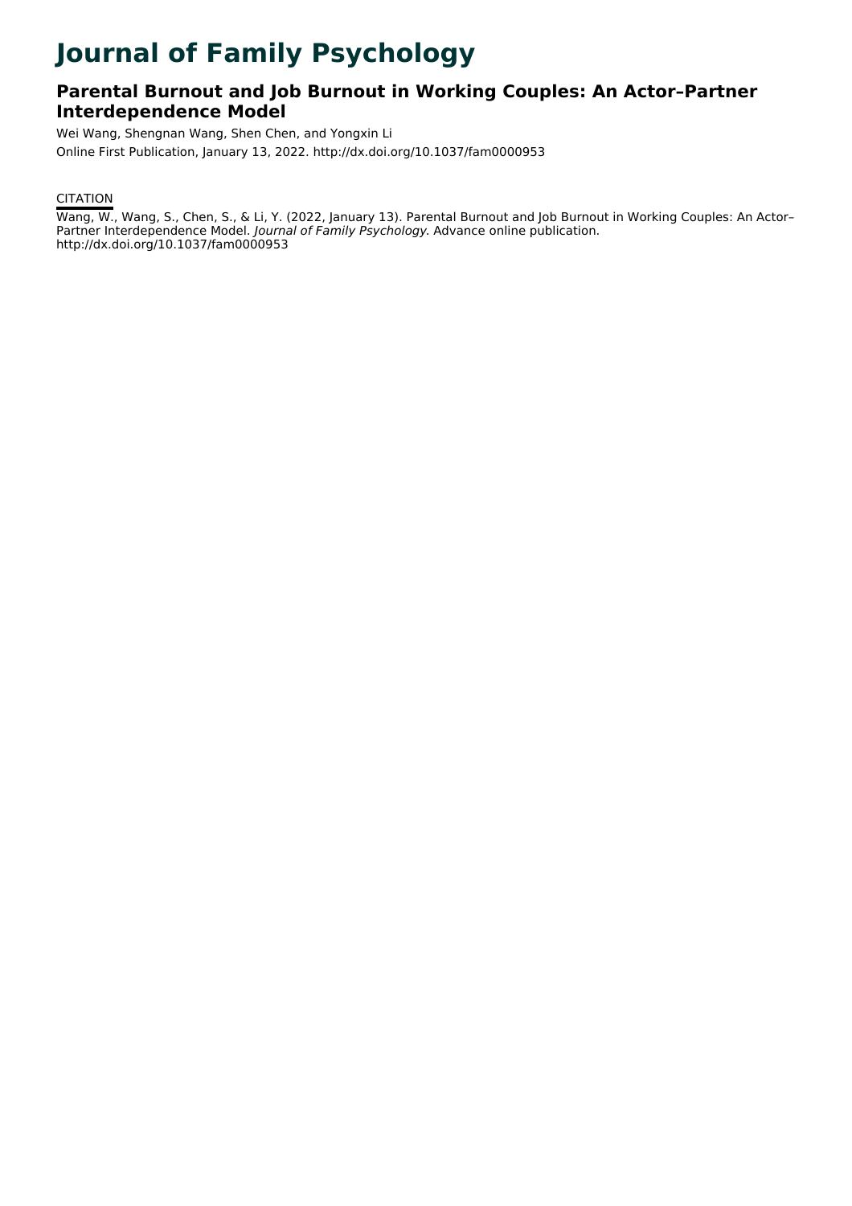# Journal of Family Psychology

## Parental Burnout and Job Burnout in Working Couples: An Actor–Partner Interdependence Model

Wei Wang, Shengnan Wang, Shen Chen, and Yongxin Li

Online First Publication, January 13, 2022. http://dx.doi.org/10.1037/fam0000953

### CITATION

Wang, W., Wang, S., Chen, S., & Li, Y. (2022, January 13). Parental Burnout and Job Burnout in Working Couples: An Actor–Partner Interdependence Model. *Journal of Family Psychology*. Advance online publication. http://dx.doi.org/10.1037/fam0000953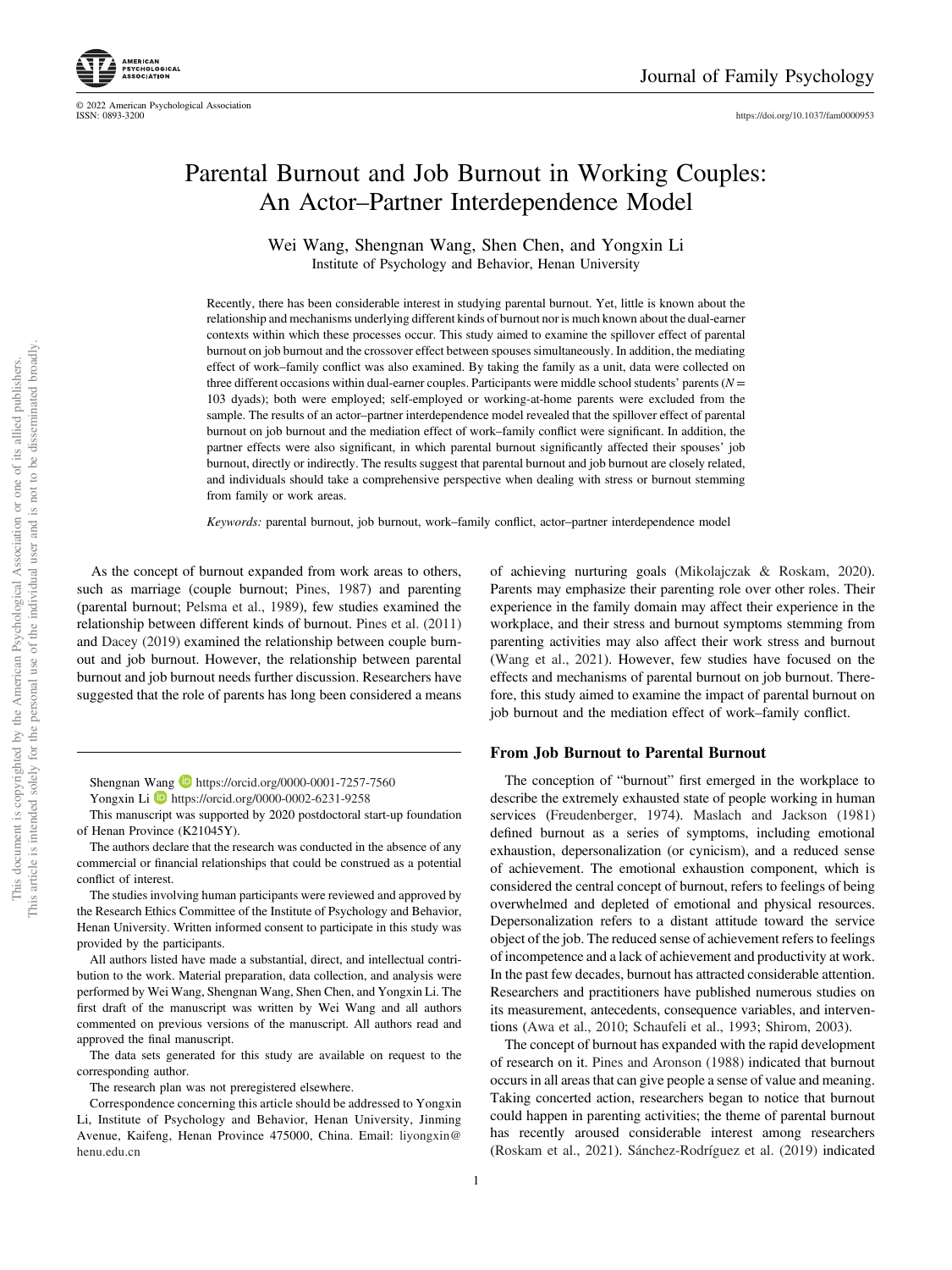# Parental Burnout and Job Burnout in Working Couples: An Actor–Partner Interdependence Model

Wei Wang, Shengnan Wang, Shen Chen, and Yongxin Li

Institute of Psychology and Behavior, Henan University

Recently, there has been considerable interest in studying parental burnout. Yet, little is known about the relationship and mechanisms underlying different kinds of burnout nor is much known about the dual-earner contexts within which these processes occur. This study aimed to examine the spillover effect of parental burnout on job burnout and the crossover effect between spouses simultaneously. In addition, the mediating effect of work–family conflict was also examined. By taking the family as a unit, data were collected on three different occasions within dual-earner couples. Participants were middle school students' parents ($N$ = 103 dyads); both were employed; self-employed or working-at-home parents were excluded from the sample. The results of an actor–partner interdependence model revealed that the spillover effect of parental burnout on job burnout and the mediation effect of work–family conflict were significant. In addition, the partner effects were also significant, in which parental burnout significantly affected their spouses' job burnout, directly or indirectly. The results suggest that parental burnout and job burnout are closely related, and individuals should take a comprehensive perspective when dealing with stress or burnout stemming from family or work areas.

*Keywords:* parental burnout, job burnout, work–family conflict, actor–partner interdependence model

As the concept of burnout expanded from work areas to others, such as marriage (couple burnout; Pines, 1987) and parenting (parental burnout; Pelsma et al., 1989), few studies examined the relationship between different kinds of burnout. Pines et al. (2011) and Dacey (2019) examined the relationship between couple burnout and job burnout. However, the relationship between parental burnout and job burnout needs further discussion. Researchers have suggested that the role of parents has long been considered a means of achieving nurturing goals (Mikolajczak & Roskam, 2020). Parents may emphasize their parenting role over other roles. Their experience in the family domain may affect their experience in the workplace, and their stress and burnout symptoms stemming from parenting activities may also affect their work stress and burnout (Wang et al., 2021). However, few studies have focused on the effects and mechanisms of parental burnout on job burnout. Therefore, this study aimed to examine the impact of parental burnout on job burnout and the mediation effect of work–family conflict.

Shengnan Wang https://orcid.org/0000-0001-7257-7560

Yongxin Li https://orcid.org/0000-0002-6231-9258

This manuscript was supported by 2020 postdoctoral start-up foundation of Henan Province (K21045Y).

The authors declare that the research was conducted in the absence of any commercial or financial relationships that could be construed as a potential conflict of interest.

The studies involving human participants were reviewed and approved by the Research Ethics Committee of the Institute of Psychology and Behavior, Henan University. Written informed consent to participate in this study was provided by the participants.

All authors listed have made a substantial, direct, and intellectual contribution to the work. Material preparation, data collection, and analysis were performed by Wei Wang, Shengnan Wang, Shen Chen, and Yongxin Li. The first draft of the manuscript was written by Wei Wang and all authors commented on previous versions of the manuscript. All authors read and approved the final manuscript.

The data sets generated for this study are available on request to the corresponding author.

The research plan was not preregistered elsewhere.

Correspondence concerning this article should be addressed to Yongxin Li, Institute of Psychology and Behavior, Henan University, Jinming Avenue, Kaifeng, Henan Province 475000, China. Email: liyongxin@henu.edu.cn

## From Job Burnout to Parental Burnout

The conception of "burnout" first emerged in the workplace to describe the extremely exhausted state of people working in human services (Freudenberger, 1974). Maslach and Jackson (1981) defined burnout as a series of symptoms, including emotional exhaustion, depersonalization (or cynicism), and a reduced sense of achievement. The emotional exhaustion component, which is considered the central concept of burnout, refers to feelings of being overwhelmed and depleted of emotional and physical resources. Depersonalization refers to a distant attitude toward the service object of the job. The reduced sense of achievement refers to feelings of incompetence and a lack of achievement and productivity at work. In the past few decades, burnout has attracted considerable attention. Researchers and practitioners have published numerous studies on its measurement, antecedents, consequence variables, and interventions (Awa et al., 2010; Schaufeli et al., 1993; Shirom, 2003).

The concept of burnout has expanded with the rapid development of research on it. Pines and Aronson (1988) indicated that burnout occurs in all areas that can give people a sense of value and meaning. Taking concerted action, researchers began to notice that burnout could happen in parenting activities; the theme of parental burnout has recently aroused considerable interest among researchers (Roskam et al., 2021). Sánchez-Rodríguez et al. (2019) indicated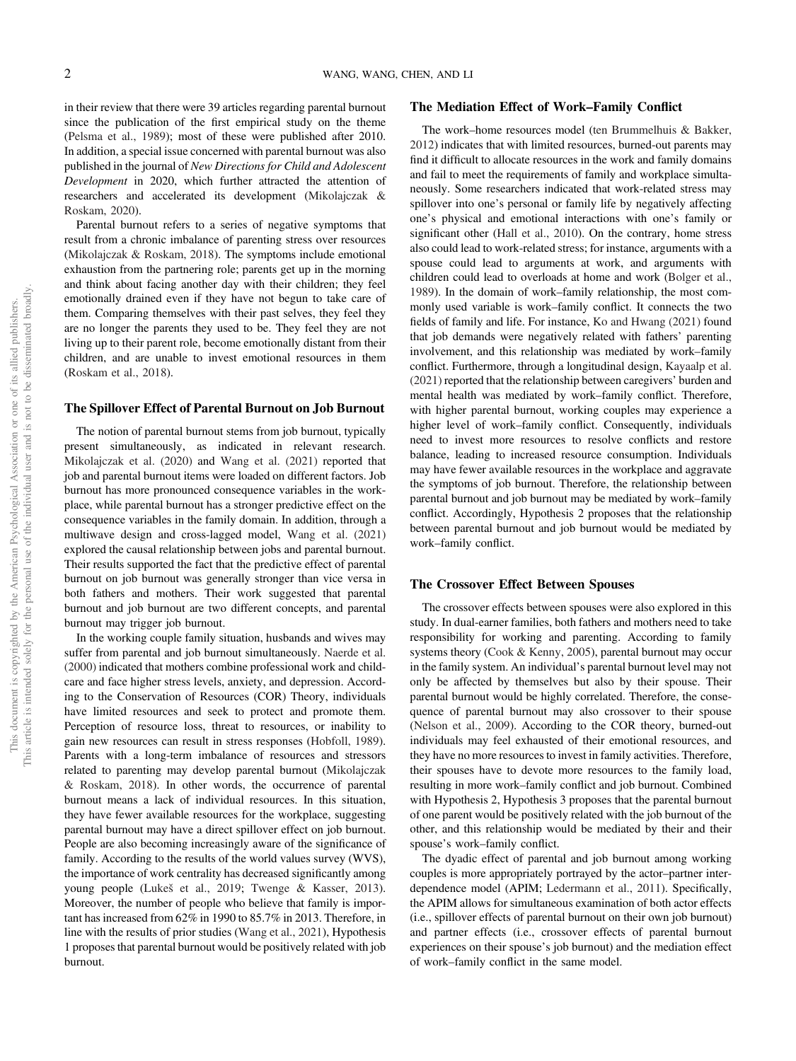in their review that there were 39 articles regarding parental burnout since the publication of the first empirical study on the theme (Pelsma et al., 1989); most of these were published after 2010. In addition, a special issue concerned with parental burnout was also published in the journal of *New Directions for Child and Adolescent Development* in 2020, which further attracted the attention of researchers and accelerated its development (Mikolajczak & Roskam, 2020).

Parental burnout refers to a series of negative symptoms that result from a chronic imbalance of parenting stress over resources (Mikolajczak & Roskam, 2018). The symptoms include emotional exhaustion from the partnering role; parents get up in the morning and think about facing another day with their children; they feel emotionally drained even if they have not begun to take care of them. Comparing themselves with their past selves, they feel they are no longer the parents they used to be. They feel they are not living up to their parent role, become emotionally distant from their children, and are unable to invest emotional resources in them (Roskam et al., 2018).

### The Spillover Effect of Parental Burnout on Job Burnout

The notion of parental burnout stems from job burnout, typically present simultaneously, as indicated in relevant research. Mikolajczak et al. (2020) and Wang et al. (2021) reported that job and parental burnout items were loaded on different factors. Job burnout has more pronounced consequence variables in the workplace, while parental burnout has a stronger predictive effect on the consequence variables in the family domain. In addition, through a multiwave design and cross-lagged model, Wang et al. (2021) explored the causal relationship between jobs and parental burnout. Their results supported the fact that the predictive effect of parental burnout on job burnout was generally stronger than vice versa in both fathers and mothers. Their work suggested that parental burnout and job burnout are two different concepts, and parental burnout may trigger job burnout.

In the working couple family situation, husbands and wives may suffer from parental and job burnout simultaneously. Naerde et al. (2000) indicated that mothers combine professional work and childcare and face higher stress levels, anxiety, and depression. According to the Conservation of Resources (COR) Theory, individuals have limited resources and seek to protect and promote them. Perception of resource loss, threat to resources, or inability to gain new resources can result in stress responses (Hobfoll, 1989). Parents with a long-term imbalance of resources and stressors related to parenting may develop parental burnout (Mikolajczak & Roskam, 2018). In other words, the occurrence of parental burnout means a lack of individual resources. In this situation, they have fewer available resources for the workplace, suggesting parental burnout may have a direct spillover effect on job burnout. People are also becoming increasingly aware of the significance of family. According to the results of the world values survey (WVS), the importance of work centrality has decreased significantly among young people (Lukeš et al., 2019; Twenge & Kasser, 2013). Moreover, the number of people who believe that family is important has increased from 62% in 1990 to 85.7% in 2013. Therefore, in line with the results of prior studies (Wang et al., 2021), Hypothesis 1 proposes that parental burnout would be positively related with job burnout.

### The Mediation Effect of Work–Family Conflict

The work–home resources model (ten Brummelhuis & Bakker, 2012) indicates that with limited resources, burned-out parents may find it difficult to allocate resources in the work and family domains and fail to meet the requirements of family and workplace simultaneously. Some researchers indicated that work-related stress may spillover into one's personal or family life by negatively affecting one's physical and emotional interactions with one's family or significant other (Hall et al., 2010). On the contrary, home stress also could lead to work-related stress; for instance, arguments with a spouse could lead to arguments at work, and arguments with children could lead to overloads at home and work (Bolger et al., 1989). In the domain of work–family relationship, the most commonly used variable is work–family conflict. It connects the two fields of family and life. For instance, Ko and Hwang (2021) found that job demands were negatively related with fathers' parenting involvement, and this relationship was mediated by work–family conflict. Furthermore, through a longitudinal design, Kayaalp et al. (2021) reported that the relationship between caregivers' burden and mental health was mediated by work–family conflict. Therefore, with higher parental burnout, working couples may experience a higher level of work–family conflict. Consequently, individuals need to invest more resources to resolve conflicts and restore balance, leading to increased resource consumption. Individuals may have fewer available resources in the workplace and aggravate the symptoms of job burnout. Therefore, the relationship between parental burnout and job burnout may be mediated by work–family conflict. Accordingly, Hypothesis 2 proposes that the relationship between parental burnout and job burnout would be mediated by work–family conflict.

### The Crossover Effect Between Spouses

The crossover effects between spouses were also explored in this study. In dual-earner families, both fathers and mothers need to take responsibility for working and parenting. According to family systems theory (Cook & Kenny, 2005), parental burnout may occur in the family system. An individual's parental burnout level may not only be affected by themselves but also by their spouse. Their parental burnout would be highly correlated. Therefore, the consequence of parental burnout may also crossover to their spouse (Nelson et al., 2009). According to the COR theory, burned-out individuals may feel exhausted of their emotional resources, and they have no more resources to invest in family activities. Therefore, their spouses have to devote more resources to the family load, resulting in more work–family conflict and job burnout. Combined with Hypothesis 2, Hypothesis 3 proposes that the parental burnout of one parent would be positively related with the job burnout of the other, and this relationship would be mediated by their and their spouse's work–family conflict.

The dyadic effect of parental and job burnout among working couples is more appropriately portrayed by the actor–partner interdependence model (APIM; Ledermann et al., 2011). Specifically, the APIM allows for simultaneous examination of both actor effects (i.e., spillover effects of parental burnout on their own job burnout) and partner effects (i.e., crossover effects of parental burnout experiences on their spouse's job burnout) and the mediation effect of work–family conflict in the same model.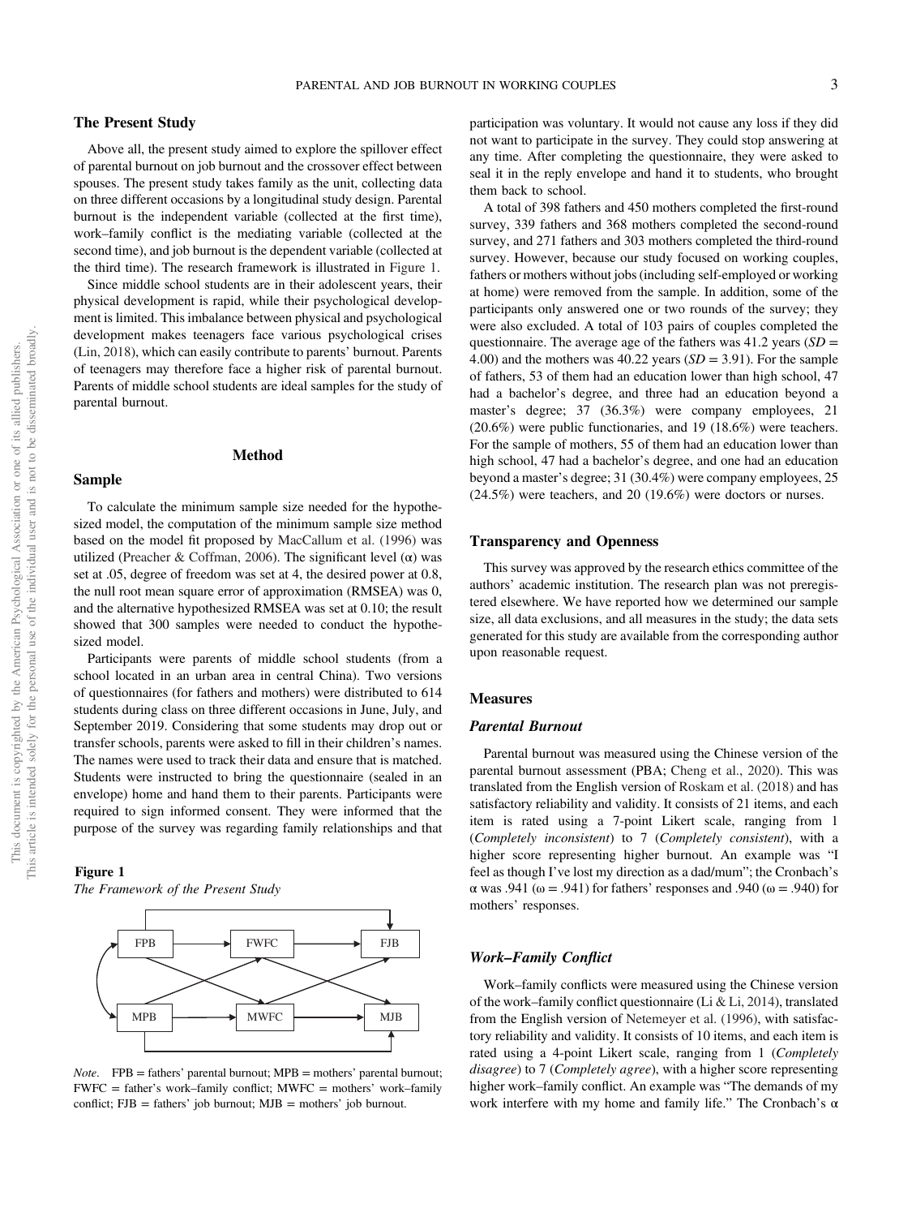## The Present Study

Above all, the present study aimed to explore the spillover effect of parental burnout on job burnout and the crossover effect between spouses. The present study takes family as the unit, collecting data on three different occasions by a longitudinal study design. Parental burnout is the independent variable (collected at the first time), work–family conflict is the mediating variable (collected at the second time), and job burnout is the dependent variable (collected at the third time). The research framework is illustrated in Figure 1.

Since middle school students are in their adolescent years, their physical development is rapid, while their psychological development is limited. This imbalance between physical and psychological development makes teenagers face various psychological crises (Lin, 2018), which can easily contribute to parents' burnout. Parents of teenagers may therefore face a higher risk of parental burnout. Parents of middle school students are ideal samples for the study of parental burnout.

# Method

## Sample

To calculate the minimum sample size needed for the hypothesized model, the computation of the minimum sample size method based on the model fit proposed by MacCallum et al. (1996) was utilized (Preacher & Coffman, 2006). The significant level (α) was set at .05, degree of freedom was set at 4, the desired power at 0.8, the null root mean square error of approximation (RMSEA) was 0, and the alternative hypothesized RMSEA was set at 0.10; the result showed that 300 samples were needed to conduct the hypothesized model.

Participants were parents of middle school students (from a school located in an urban area in central China). Two versions of questionnaires (for fathers and mothers) were distributed to 614 students during class on three different occasions in June, July, and September 2019. Considering that some students may drop out or transfer schools, parents were asked to fill in their children's names. The names were used to track their data and ensure that is matched. Students were instructed to bring the questionnaire (sealed in an envelope) home and hand them to their parents. Participants were required to sign informed consent. They were informed that the purpose of the survey was regarding family relationships and that participation was voluntary. It would not cause any loss if they did not want to participate in the survey. They could stop answering at any time. After completing the questionnaire, they were asked to seal it in the reply envelope and hand it to students, who brought them back to school.

**Figure 1**

*The Framework of the Present Study*

FPB → FWFC → FJB; MPB → MWFC → MJB; FPB → FJB; MPB → MJB; FPB → MWFC; MPB → FWFC; FWFC → MJB; MWFC → FJB; FPB ↔ MPB

*Note*. FPB = fathers' parental burnout; MPB = mothers' parental burnout; FWFC = father's work–family conflict; MWFC = mothers' work–family conflict; FJB = fathers' job burnout; MJB = mothers' job burnout.

A total of 398 fathers and 450 mothers completed the first-round survey, 339 fathers and 368 mothers completed the second-round survey, and 271 fathers and 303 mothers completed the third-round survey. However, because our study focused on working couples, fathers or mothers without jobs (including self-employed or working at home) were removed from the sample. In addition, some of the participants only answered one or two rounds of the survey; they were also excluded. A total of 103 pairs of couples completed the questionnaire. The average age of the fathers was 41.2 years ($SD$ = 4.00) and the mothers was 40.22 years ($SD$ = 3.91). For the sample of fathers, 53 of them had an education lower than high school, 47 had a bachelor's degree, and three had an education beyond a master's degree; 37 (36.3%) were company employees, 21 (20.6%) were public functionaries, and 19 (18.6%) were teachers. For the sample of mothers, 55 of them had an education lower than high school, 47 had a bachelor's degree, and one had an education beyond a master's degree; 31 (30.4%) were company employees, 25 (24.5%) were teachers, and 20 (19.6%) were doctors or nurses.

## Transparency and Openness

This survey was approved by the research ethics committee of the authors' academic institution. The research plan was not preregistered elsewhere. We have reported how we determined our sample size, all data exclusions, and all measures in the study; the data sets generated for this study are available from the corresponding author upon reasonable request.

## Measures

### *Parental Burnout*

Parental burnout was measured using the Chinese version of the parental burnout assessment (PBA; Cheng et al., 2020). This was translated from the English version of Roskam et al. (2018) and has satisfactory reliability and validity. It consists of 21 items, and each item is rated using a 7-point Likert scale, ranging from 1 (*Completely inconsistent*) to 7 (*Completely consistent*), with a higher score representing higher burnout. An example was "I feel as though I've lost my direction as a dad/mum"; the Cronbach's α was .941 (ω = .941) for fathers' responses and .940 (ω = .940) for mothers' responses.

### *Work–Family Conflict*

Work–family conflicts were measured using the Chinese version of the work–family conflict questionnaire (Li & Li, 2014), translated from the English version of Netemeyer et al. (1996), with satisfactory reliability and validity. It consists of 10 items, and each item is rated using a 4-point Likert scale, ranging from 1 (*Completely disagree*) to 7 (*Completely agree*), with a higher score representing higher work–family conflict. An example was "The demands of my work interfere with my home and family life." The Cronbach's α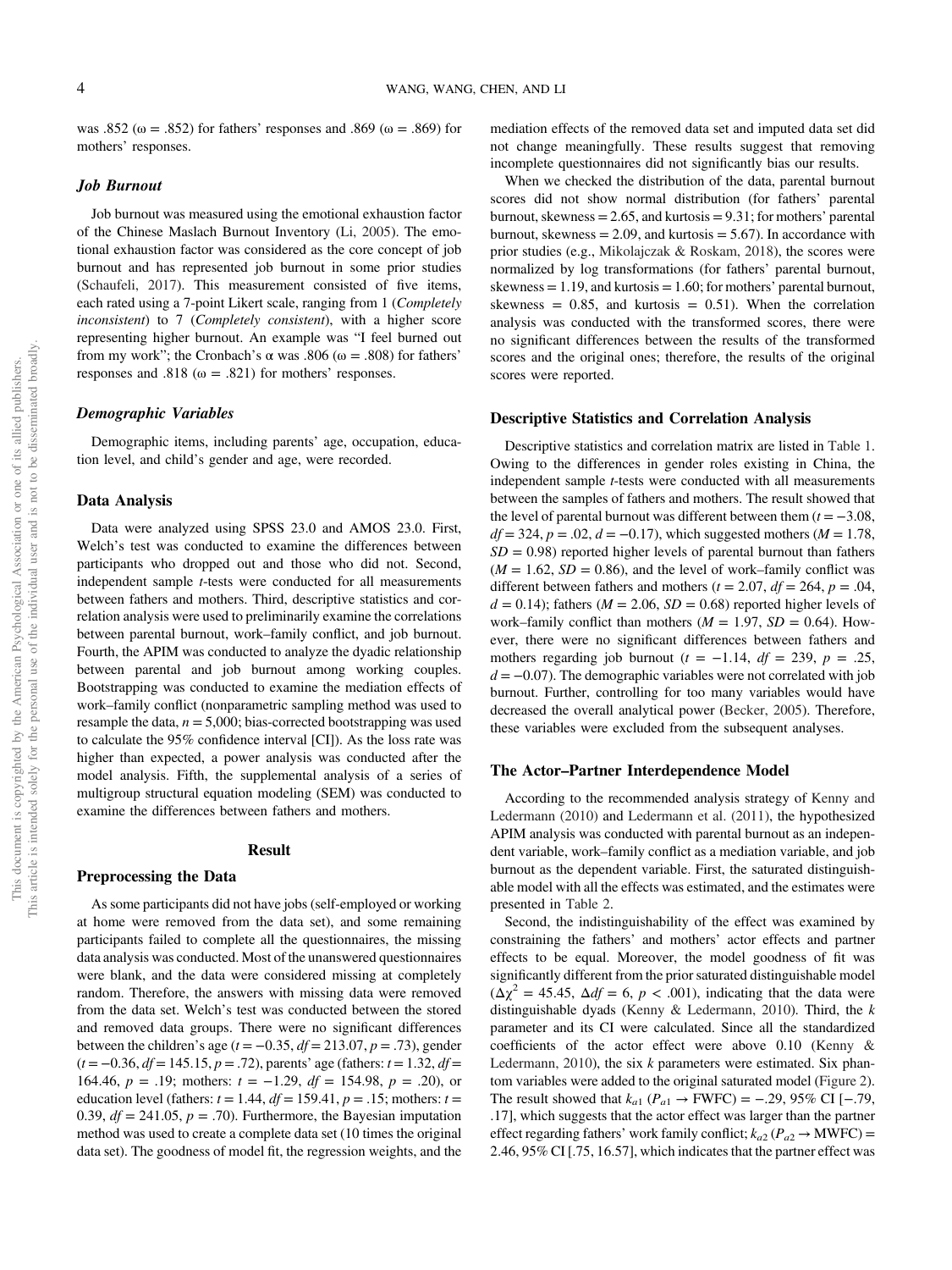was .852 (ω = .852) for fathers' responses and .869 (ω = .869) for mothers' responses.

### *Job Burnout*

Job burnout was measured using the emotional exhaustion factor of the Chinese Maslach Burnout Inventory (Li, 2005). The emotional exhaustion factor was considered as the core concept of job burnout and has represented job burnout in some prior studies (Schaufeli, 2017). This measurement consisted of five items, each rated using a 7-point Likert scale, ranging from 1 (*Completely inconsistent*) to 7 (*Completely consistent*), with a higher score representing higher burnout. An example was "I feel burned out from my work"; the Cronbach's α was .806 (ω = .808) for fathers' responses and .818 (ω = .821) for mothers' responses.

### *Demographic Variables*

Demographic items, including parents' age, occupation, education level, and child's gender and age, were recorded.

## Data Analysis

Data were analyzed using SPSS 23.0 and AMOS 23.0. First, Welch's test was conducted to examine the differences between participants who dropped out and those who did not. Second, independent sample *t*-tests were conducted for all measurements between fathers and mothers. Third, descriptive statistics and correlation analysis were used to preliminarily examine the correlations between parental burnout, work–family conflict, and job burnout. Fourth, the APIM was conducted to analyze the dyadic relationship between parental and job burnout among working couples. Bootstrapping was conducted to examine the mediation effects of work–family conflict (nonparametric sampling method was used to resample the data, $n = 5{,}000$; bias-corrected bootstrapping was used to calculate the 95% confidence interval [CI]). As the loss rate was higher than expected, a power analysis was conducted after the model analysis. Fifth, the supplemental analysis of a series of multigroup structural equation modeling (SEM) was conducted to examine the differences between fathers and mothers.

# Result

## Preprocessing the Data

As some participants did not have jobs (self-employed or working at home were removed from the data set), and some remaining participants failed to complete all the questionnaires, the missing data analysis was conducted. Most of the unanswered questionnaires were blank, and the data were considered missing at completely random. Therefore, the answers with missing data were removed from the data set. Welch's test was conducted between the stored and removed data groups. There were no significant differences between the children's age ($t = -0.35$, $df = 213.07$, $p = .73$), gender ($t = -0.36$, $df = 145.15$, $p = .72$), parents' age (fathers: $t = 1.32$, $df = 164.46$, $p = .19$; mothers: $t = -1.29$, $df = 154.98$, $p = .20$), or education level (fathers: $t = 1.44$, $df = 159.41$, $p = .15$; mothers: $t = 0.39$, $df = 241.05$, $p = .70$). Furthermore, the Bayesian imputation method was used to create a complete data set (10 times the original data set). The goodness of model fit, the regression weights, and the mediation effects of the removed data set and imputed data set did not change meaningfully. These results suggest that removing incomplete questionnaires did not significantly bias our results.

When we checked the distribution of the data, parental burnout scores did not show normal distribution (for fathers' parental burnout, skewness = 2.65, and kurtosis = 9.31; for mothers' parental burnout, skewness = 2.09, and kurtosis = 5.67). In accordance with prior studies (e.g., Mikolajczak & Roskam, 2018), the scores were normalized by log transformations (for fathers' parental burnout, skewness = 1.19, and kurtosis = 1.60; for mothers' parental burnout, skewness = 0.85, and kurtosis = 0.51). When the correlation analysis was conducted with the transformed scores, there were no significant differences between the results of the transformed scores and the original ones; therefore, the results of the original scores were reported.

## Descriptive Statistics and Correlation Analysis

Descriptive statistics and correlation matrix are listed in Table 1. Owing to the differences in gender roles existing in China, the independent sample *t*-tests were conducted with all measurements between the samples of fathers and mothers. The result showed that the level of parental burnout was different between them ($t = -3.08$, $df = 324$, $p = .02$, $d = -0.17$), which suggested mothers ($M = 1.78$, $SD = 0.98$) reported higher levels of parental burnout than fathers ($M = 1.62$, $SD = 0.86$), and the level of work–family conflict was different between fathers and mothers ($t = 2.07$, $df = 264$, $p = .04$, $d = 0.14$); fathers ($M = 2.06$, $SD = 0.68$) reported higher levels of work–family conflict than mothers ($M = 1.97$, $SD = 0.64$). However, there were no significant differences between fathers and mothers regarding job burnout ($t = -1.14$, $df = 239$, $p = .25$, $d = -0.07$). The demographic variables were not correlated with job burnout. Further, controlling for too many variables would have decreased the overall analytical power (Becker, 2005). Therefore, these variables were excluded from the subsequent analyses.

## The Actor–Partner Interdependence Model

According to the recommended analysis strategy of Kenny and Ledermann (2010) and Ledermann et al. (2011), the hypothesized APIM analysis was conducted with parental burnout as an independent variable, work–family conflict as a mediation variable, and job burnout as the dependent variable. First, the saturated distinguishable model with all the effects was estimated, and the estimates were presented in Table 2.

Second, the indistinguishability of the effect was examined by constraining the fathers' and mothers' actor effects and partner effects to be equal. Moreover, the model goodness of fit was significantly different from the prior saturated distinguishable model ($\Delta\chi^2 = 45.45$, $\Delta df = 6$, $p < .001$), indicating that the data were distinguishable dyads (Kenny & Ledermann, 2010). Third, the *k* parameter and its CI were calculated. Since all the standardized coefficients of the actor effect were above 0.10 (Kenny & Ledermann, 2010), the six *k* parameters were estimated. Six phantom variables were added to the original saturated model (Figure 2). The result showed that $k_{a1}$ ($P_{a1} \rightarrow$ FWFC) = −.29, 95% CI [−.79, .17], which suggests that the actor effect was larger than the partner effect regarding fathers' work family conflict; $k_{a2}$ ($P_{a2} \rightarrow$ MWFC) = 2.46, 95% CI [.75, 16.57], which indicates that the partner effect was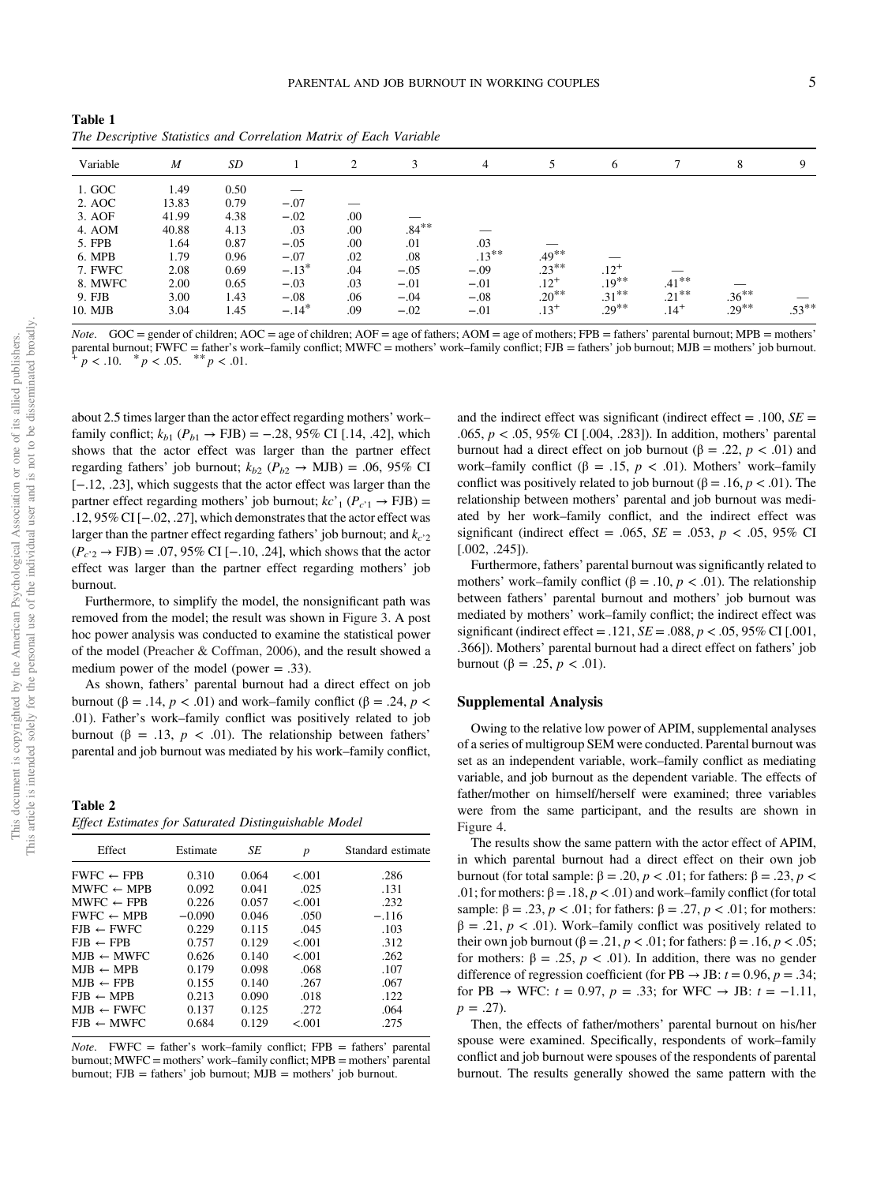**Table 1**
*The Descriptive Statistics and Correlation Matrix of Each Variable*

| Variable | *M* | *SD* | 1 | 2 | 3 | 4 | 5 | 6 | 7 | 8 | 9 |
|---|---|---|---|---|---|---|---|---|---|---|---|
| 1. GOC | 1.49 | 0.50 | — | | | | | | | | |
| 2. AOC | 13.83 | 0.79 | −.07 | — | | | | | | | |
| 3. AOF | 41.99 | 4.38 | −.02 | .00 | — | | | | | | |
| 4. AOM | 40.88 | 4.13 | .03 | .00 | .84** | — | | | | | |
| 5. FPB | 1.64 | 0.87 | −.05 | .00 | .01 | .03 | — | | | | |
| 6. MPB | 1.79 | 0.96 | −.07 | .02 | .08 | .13** | .49** | — | | | |
| 7. FWFC | 2.08 | 0.69 | −.13* | .04 | −.05 | −.09 | .23** | .12+ | — | | |
| 8. MWFC | 2.00 | 0.65 | −.03 | .03 | −.01 | −.01 | .12+ | .19** | .41** | — | |
| 9. FJB | 3.00 | 1.43 | −.08 | .06 | −.04 | −.08 | .20** | .31** | .21** | .36** | — |
| 10. MJB | 3.04 | 1.45 | −.14* | .09 | −.02 | −.01 | .13+ | .29** | .14+ | .29** | .53** |

*Note*. GOC = gender of children; AOC = age of children; AOF = age of fathers; AOM = age of mothers; FPB = fathers' parental burnout; MPB = mothers' parental burnout; FWFC = father's work–family conflict; MWFC = mothers' work–family conflict; FJB = fathers' job burnout; MJB = mothers' job burnout.
+ $p < .10$. * $p < .05$. ** $p < .01$.

about 2.5 times larger than the actor effect regarding mothers' work–family conflict; $k_{b1}$ ($P_{b1} \rightarrow$ FJB) = −.28, 95% CI [.14, .42], which shows that the actor effect was larger than the partner effect regarding fathers' job burnout; $k_{b2}$ ($P_{b2} \rightarrow$ MJB) = .06, 95% CI [−.12, .23], which suggests that the actor effect was larger than the partner effect regarding mothers' job burnout; $kc'_1$ ($P_{c'1} \rightarrow$ FJB) = .12, 95% CI [−.02, .27], which demonstrates that the actor effect was larger than the partner effect regarding fathers' job burnout; and $k_{c'2}$ ($P_{c'2} \rightarrow$ FJB) = .07, 95% CI [−.10, .24], which shows that the actor effect was larger than the partner effect regarding mothers' job burnout.

Furthermore, to simplify the model, the nonsignificant path was removed from the model; the result was shown in Figure 3. A post hoc power analysis was conducted to examine the statistical power of the model (Preacher & Coffman, 2006), and the result showed a medium power of the model (power = .33).

As shown, fathers' parental burnout had a direct effect on job burnout (β = .14, $p < .01$) and work–family conflict (β = .24, $p < .01$). Father's work–family conflict was positively related to job burnout (β = .13, $p < .01$). The relationship between fathers' parental and job burnout was mediated by his work–family conflict, and the indirect effect was significant (indirect effect = .100, *SE* = .065, $p < .05$, 95% CI [.004, .283]). In addition, mothers' parental burnout had a direct effect on job burnout (β = .22, $p < .01$) and work–family conflict (β = .15, $p < .01$). Mothers' work–family conflict was positively related to job burnout (β = .16, $p < .01$). The relationship between mothers' parental and job burnout was mediated by her work–family conflict, and the indirect effect was significant (indirect effect = .065, *SE* = .053, $p < .05$, 95% CI [.002, .245]).

Furthermore, fathers' parental burnout was significantly related to mothers' work–family conflict (β = .10, $p < .01$). The relationship between fathers' parental burnout and mothers' job burnout was mediated by mothers' work–family conflict; the indirect effect was significant (indirect effect = .121, *SE* = .088, $p < .05$, 95% CI [.001, .366]). Mothers' parental burnout had a direct effect on fathers' job burnout (β = .25, $p < .01$).

**Table 2**
*Effect Estimates for Saturated Distinguishable Model*

| Effect | Estimate | *SE* | *p* | Standard estimate |
|---|---|---|---|---|
| FWFC ← FPB | 0.310 | 0.064 | <.001 | .286 |
| MWFC ← MPB | 0.092 | 0.041 | .025 | .131 |
| MWFC ← FPB | 0.226 | 0.057 | <.001 | .232 |
| FWFC ← MPB | −0.090 | 0.046 | .050 | −.116 |
| FJB ← FWFC | 0.229 | 0.115 | .045 | .103 |
| FJB ← FPB | 0.757 | 0.129 | <.001 | .312 |
| MJB ← MWFC | 0.626 | 0.140 | <.001 | .262 |
| MJB ← MPB | 0.179 | 0.098 | .068 | .107 |
| MJB ← FPB | 0.155 | 0.140 | .267 | .067 |
| FJB ← MPB | 0.213 | 0.090 | .018 | .122 |
| MJB ← FWFC | 0.137 | 0.125 | .272 | .064 |
| FJB ← MWFC | 0.684 | 0.129 | <.001 | .275 |

*Note*. FWFC = father's work–family conflict; FPB = fathers' parental burnout; MWFC = mothers' work–family conflict; MPB = mothers' parental burnout; FJB = fathers' job burnout; MJB = mothers' job burnout.

## Supplemental Analysis

Owing to the relative low power of APIM, supplemental analyses of a series of multigroup SEM were conducted. Parental burnout was set as an independent variable, work–family conflict as mediating variable, and job burnout as the dependent variable. The effects of father/mother on himself/herself were examined; three variables were from the same participant, and the results are shown in Figure 4.

The results show the same pattern with the actor effect of APIM, in which parental burnout had a direct effect on their own job burnout (for total sample: β = .20, $p < .01$; for fathers: β = .23, $p < .01$; for mothers: β = .18, $p < .01$) and work–family conflict (for total sample: β = .23, $p < .01$; for fathers: β = .27, $p < .01$; for mothers: β = .21, $p < .01$). Work–family conflict was positively related to their own job burnout (β = .21, $p < .01$; for fathers: β = .16, $p < .05$; for mothers: β = .25, $p < .01$). In addition, there was no gender difference of regression coefficient (for PB → JB: $t = 0.96$, $p = .34$; for PB → WFC: $t = 0.97$, $p = .33$; for WFC → JB: $t = -1.11$, $p = .27$).

Then, the effects of father/mothers' parental burnout on his/her spouse were examined. Specifically, respondents of work–family conflict and job burnout were spouses of the respondents of parental burnout. The results generally showed the same pattern with the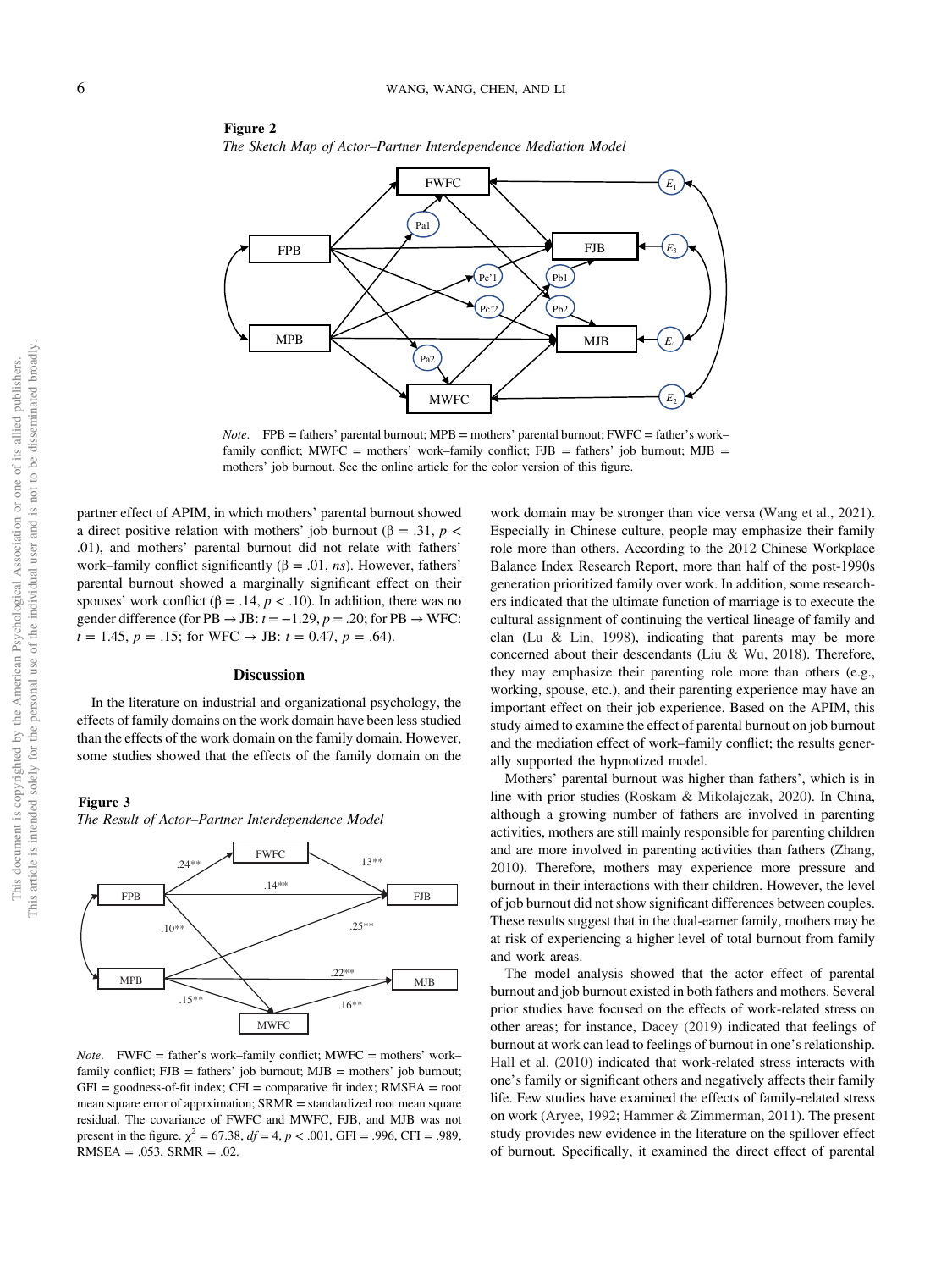**Figure 2**

*The Sketch Map of Actor–Partner Interdependence Mediation Model*

*Note.* FPB = fathers' parental burnout; MPB = mothers' parental burnout; FWFC = father's work–family conflict; MWFC = mothers' work–family conflict; FJB = fathers' job burnout; MJB = mothers' job burnout. See the online article for the color version of this figure.

partner effect of APIM, in which mothers' parental burnout showed a direct positive relation with mothers' job burnout (β = .31, $p <$ .01), and mothers' parental burnout did not relate with fathers' work–family conflict significantly (β = .01, *ns*). However, fathers' parental burnout showed a marginally significant effect on their spouses' work conflict (β = .14, $p < .10$). In addition, there was no gender difference (for PB → JB: $t = -1.29$, $p = .20$; for PB → WFC: $t = 1.45$, $p = .15$; for WFC → JB: $t = 0.47$, $p = .64$).

## Discussion

In the literature on industrial and organizational psychology, the effects of family domains on the work domain have been less studied than the effects of the work domain on the family domain. However, some studies showed that the effects of the family domain on the work domain may be stronger than vice versa (Wang et al., 2021). Especially in Chinese culture, people may emphasize their family role more than others. According to the 2012 Chinese Workplace Balance Index Research Report, more than half of the post-1990s generation prioritized family over work. In addition, some researchers indicated that the ultimate function of marriage is to execute the cultural assignment of continuing the vertical lineage of family and clan (Lu & Lin, 1998), indicating that parents may be more concerned about their descendants (Liu & Wu, 2018). Therefore, they may emphasize their parenting role more than others (e.g., working, spouse, etc.), and their parenting experience may have an important effect on their job experience. Based on the APIM, this study aimed to examine the effect of parental burnout on job burnout and the mediation effect of work–family conflict; the results generally supported the hypnotized model.

Mothers' parental burnout was higher than fathers', which is in line with prior studies (Roskam & Mikolajczak, 2020). In China, although a growing number of fathers are involved in parenting activities, mothers are still mainly responsible for parenting children and are more involved in parenting activities than fathers (Zhang, 2010). Therefore, mothers may experience more pressure and burnout in their interactions with their children. However, the level of job burnout did not show significant differences between couples. These results suggest that in the dual-earner family, mothers may be at risk of experiencing a higher level of total burnout from family and work areas.

The model analysis showed that the actor effect of parental burnout and job burnout existed in both fathers and mothers. Several prior studies have focused on the effects of work-related stress on other areas; for instance, Dacey (2019) indicated that feelings of burnout at work can lead to feelings of burnout in one's relationship. Hall et al. (2010) indicated that work-related stress interacts with one's family or significant others and negatively affects their family life. Few studies have examined the effects of family-related stress on work (Aryee, 1992; Hammer & Zimmerman, 2011). The present study provides new evidence in the literature on the spillover effect of burnout. Specifically, it examined the direct effect of parental

**Figure 3**

*The Result of Actor–Partner Interdependence Model*

*Note.* FWFC = father's work–family conflict; MWFC = mothers' work–family conflict; FJB = fathers' job burnout; MJB = mothers' job burnout; GFI = goodness-of-fit index; CFI = comparative fit index; RMSEA = root mean square error of apprximation; SRMR = standardized root mean square residual. The covariance of FWFC and MWFC, FJB, and MJB was not present in the figure. $\chi^2 = 67.38$, $df = 4$, $p < .001$, GFI = .996, CFI = .989, RMSEA = .053, SRMR = .02.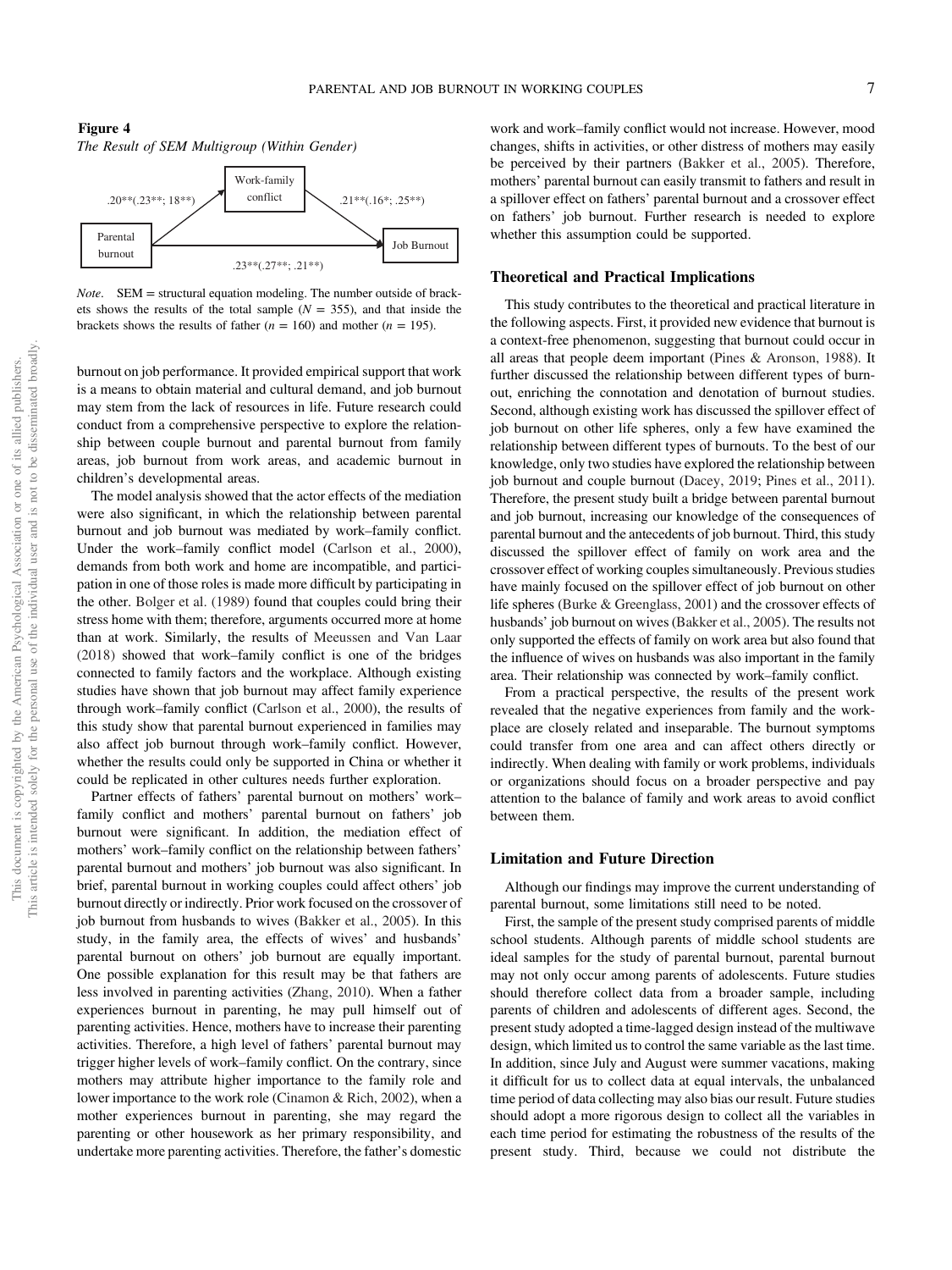**Figure 4**

*The Result of SEM Multigroup (Within Gender)*

Parental burnout → Work-family conflict: .20**(.23**; 18**)

Work-family conflict → Job Burnout: .21**(.16*; .25**)

Parental burnout → Job Burnout: .23**(.27**; .21**)

*Note*. SEM = structural equation modeling. The number outside of brackets shows the results of the total sample ($N$ = 355), and that inside the brackets shows the results of father ($n$ = 160) and mother ($n$ = 195).

burnout on job performance. It provided empirical support that work is a means to obtain material and cultural demand, and job burnout may stem from the lack of resources in life. Future research could conduct from a comprehensive perspective to explore the relationship between couple burnout and parental burnout from family areas, job burnout from work areas, and academic burnout in children's developmental areas.

The model analysis showed that the actor effects of the mediation were also significant, in which the relationship between parental burnout and job burnout was mediated by work–family conflict. Under the work–family conflict model (Carlson et al., 2000), demands from both work and home are incompatible, and participation in one of those roles is made more difficult by participating in the other. Bolger et al. (1989) found that couples could bring their stress home with them; therefore, arguments occurred more at home than at work. Similarly, the results of Meeussen and Van Laar (2018) showed that work–family conflict is one of the bridges connected to family factors and the workplace. Although existing studies have shown that job burnout may affect family experience through work–family conflict (Carlson et al., 2000), the results of this study show that parental burnout experienced in families may also affect job burnout through work–family conflict. However, whether the results could only be supported in China or whether it could be replicated in other cultures needs further exploration.

Partner effects of fathers' parental burnout on mothers' work–family conflict and mothers' parental burnout on fathers' job burnout were significant. In addition, the mediation effect of mothers' work–family conflict on the relationship between fathers' parental burnout and mothers' job burnout was also significant. In brief, parental burnout in working couples could affect others' job burnout directly or indirectly. Prior work focused on the crossover of job burnout from husbands to wives (Bakker et al., 2005). In this study, in the family area, the effects of wives' and husbands' parental burnout on others' job burnout are equally important. One possible explanation for this result may be that fathers are less involved in parenting activities (Zhang, 2010). When a father experiences burnout in parenting, he may pull himself out of parenting activities. Hence, mothers have to increase their parenting activities. Therefore, a high level of fathers' parental burnout may trigger higher levels of work–family conflict. On the contrary, since mothers may attribute higher importance to the family role and lower importance to the work role (Cinamon & Rich, 2002), when a mother experiences burnout in parenting, she may regard the parenting or other housework as her primary responsibility, and undertake more parenting activities. Therefore, the father's domestic work and work–family conflict would not increase. However, mood changes, shifts in activities, or other distress of mothers may easily be perceived by their partners (Bakker et al., 2005). Therefore, mothers' parental burnout can easily transmit to fathers and result in a spillover effect on fathers' parental burnout and a crossover effect on fathers' job burnout. Further research is needed to explore whether this assumption could be supported.

## Theoretical and Practical Implications

This study contributes to the theoretical and practical literature in the following aspects. First, it provided new evidence that burnout is a context-free phenomenon, suggesting that burnout could occur in all areas that people deem important (Pines & Aronson, 1988). It further discussed the relationship between different types of burnout, enriching the connotation and denotation of burnout studies. Second, although existing work has discussed the spillover effect of job burnout on other life spheres, only a few have examined the relationship between different types of burnouts. To the best of our knowledge, only two studies have explored the relationship between job burnout and couple burnout (Dacey, 2019; Pines et al., 2011). Therefore, the present study built a bridge between parental burnout and job burnout, increasing our knowledge of the consequences of parental burnout and the antecedents of job burnout. Third, this study discussed the spillover effect of family on work area and the crossover effect of working couples simultaneously. Previous studies have mainly focused on the spillover effect of job burnout on other life spheres (Burke & Greenglass, 2001) and the crossover effects of husbands' job burnout on wives (Bakker et al., 2005). The results not only supported the effects of family on work area but also found that the influence of wives on husbands was also important in the family area. Their relationship was connected by work–family conflict.

From a practical perspective, the results of the present work revealed that the negative experiences from family and the workplace are closely related and inseparable. The burnout symptoms could transfer from one area and can affect others directly or indirectly. When dealing with family or work problems, individuals or organizations should focus on a broader perspective and pay attention to the balance of family and work areas to avoid conflict between them.

## Limitation and Future Direction

Although our findings may improve the current understanding of parental burnout, some limitations still need to be noted.

First, the sample of the present study comprised parents of middle school students. Although parents of middle school students are ideal samples for the study of parental burnout, parental burnout may not only occur among parents of adolescents. Future studies should therefore collect data from a broader sample, including parents of children and adolescents of different ages. Second, the present study adopted a time-lagged design instead of the multiwave design, which limited us to control the same variable as the last time. In addition, since July and August were summer vacations, making it difficult for us to collect data at equal intervals, the unbalanced time period of data collecting may also bias our result. Future studies should adopt a more rigorous design to collect all the variables in each time period for estimating the robustness of the results of the present study. Third, because we could not distribute the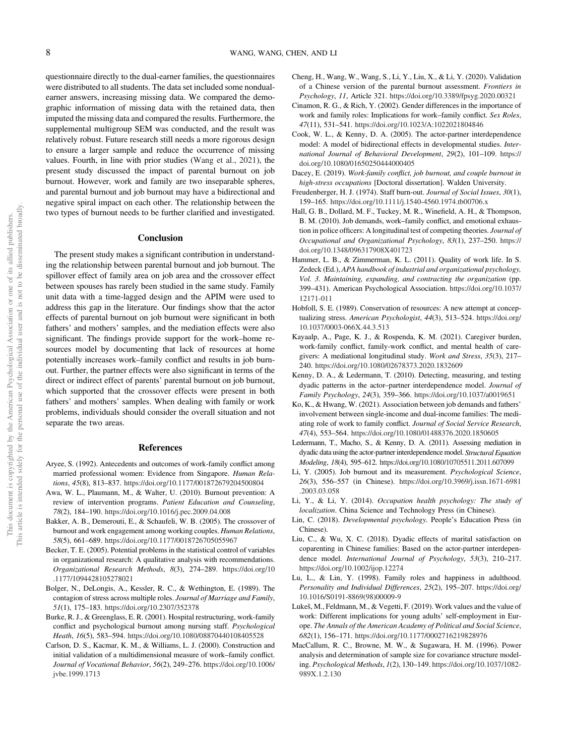questionnaire directly to the dual-earner families, the questionnaires were distributed to all students. The data set included some nondual-earner answers, increasing missing data. We compared the demographic information of missing data with the retained data, then imputed the missing data and compared the results. Furthermore, the supplemental multigroup SEM was conducted, and the result was relatively robust. Future research still needs a more rigorous design to ensure a larger sample and reduce the occurrence of missing values. Fourth, in line with prior studies (Wang et al., 2021), the present study discussed the impact of parental burnout on job burnout. However, work and family are two inseparable spheres, and parental burnout and job burnout may have a bidirectional and negative spiral impact on each other. The relationship between the two types of burnout needs to be further clarified and investigated.

## Conclusion

The present study makes a significant contribution in understanding the relationship between parental burnout and job burnout. The spillover effect of family area on job area and the crossover effect between spouses has rarely been studied in the same study. Family unit data with a time-lagged design and the APIM were used to address this gap in the literature. Our findings show that the actor effects of parental burnout on job burnout were significant in both fathers' and mothers' samples, and the mediation effects were also significant. The findings provide support for the work–home resources model by documenting that lack of resources at home potentially increases work–family conflict and results in job burnout. Further, the partner effects were also significant in terms of the direct or indirect effect of parents' parental burnout on job burnout, which supported that the crossover effects were present in both fathers' and mothers' samples. When dealing with family or work problems, individuals should consider the overall situation and not separate the two areas.

## References

Aryee, S. (1992). Antecedents and outcomes of work-family conflict among married professional women: Evidence from Singapore. *Human Relations*, *45*(8), 813–837. https://doi.org/10.1177/001872679204500804

Awa, W. L., Plaumann, M., & Walter, U. (2010). Burnout prevention: A review of intervention programs. *Patient Education and Counseling*, *78*(2), 184–190. https://doi.org/10.1016/j.pec.2009.04.008

Bakker, A. B., Demerouti, E., & Schaufeli, W. B. (2005). The crossover of burnout and work engagement among working couples. *Human Relations*, *58*(5), 661–689. https://doi.org/10.1177/0018726705055967

Becker, T. E. (2005). Potential problems in the statistical control of variables in organizational research: A qualitative analysis with recommendations. *Organizational Research Methods*, *8*(3), 274–289. https://doi.org/10.1177/1094428105278021

Bolger, N., DeLongis, A., Kessler, R. C., & Wethington, E. (1989). The contagion of stress across multiple roles. *Journal of Marriage and Family*, *51*(1), 175–183. https://doi.org/10.2307/352378

Burke, R. J., & Greenglass, E. R. (2001). Hospital restructuring, work-family conflict and psychological burnout among nursing staff. *Psychological Heath*, *16*(5), 583–594. https://doi.org/10.1080/08870440108405528

Carlson, D. S., Kacmar, K. M., & Williams, L. J. (2000). Construction and initial validation of a multidimensional measure of work–family conflict. *Journal of Vocational Behavior*, *56*(2), 249–276. https://doi.org/10.1006/jvbe.1999.1713

Cheng, H., Wang, W., Wang, S., Li, Y., Liu, X., & Li, Y. (2020). Validation of a Chinese version of the parental burnout assessment. *Frontiers in Psychology*, *11*, Article 321. https://doi.org/10.3389/fpsyg.2020.00321

Cinamon, R. G., & Rich, Y. (2002). Gender differences in the importance of work and family roles: Implications for work–family conflict. *Sex Roles*, *47*(11), 531–541. https://doi.org/10.1023/A:1022021804846

Cook, W. L., & Kenny, D. A. (2005). The actor-partner interdependence model: A model of bidirectional effects in developmental studies. *International Journal of Behavioral Development*, *29*(2), 101–109. https://doi.org/10.1080/01650250444000405

Dacey, E. (2019). *Work-family conflict, job burnout, and couple burnout in high-stress occupations* [Doctoral dissertation]. Walden University.

Freudenberger, H. J. (1974). Staff burn-out. *Journal of Social Issues*, *30*(1), 159–165. https://doi.org/10.1111/j.1540-4560.1974.tb00706.x

Hall, G. B., Dollard, M. F., Tuckey, M. R., Winefield, A. H., & Thompson, B. M. (2010). Job demands, work–family conflict, and emotional exhaustion in police officers: A longitudinal test of competing theories. *Journal of Occupational and Organizational Psychology*, *83*(1), 237–250. https://doi.org/10.1348/096317908X401723

Hammer, L. B., & Zimmerman, K. L. (2011). Quality of work life. In S. Zedeck (Ed.), *APA handbook of industrial and organizational psychology, Vol. 3. Maintaining, expanding, and contracting the organization* (pp. 399–431). American Psychological Association. https://doi.org/10.1037/12171-011

Hobfoll, S. E. (1989). Conservation of resources: A new attempt at conceptualizing stress. *American Psychologist*, *44*(3), 513–524. https://doi.org/10.1037/0003-066X.44.3.513

Kayaalp, A., Page, K. J., & Rospenda, K. M. (2021). Caregiver burden, work-family conflict, family-work conflict, and mental health of caregivers: A mediational longitudinal study. *Work and Stress*, *35*(3), 217–240. https://doi.org/10.1080/02678373.2020.1832609

Kenny, D. A., & Ledermann, T. (2010). Detecting, measuring, and testing dyadic patterns in the actor–partner interdependence model. *Journal of Family Psychology*, *24*(3), 359–366. https://doi.org/10.1037/a0019651

Ko, K., & Hwang, W. (2021). Association between job demands and fathers' involvement between single-income and dual-income families: The mediating role of work to family conflict. *Journal of Social Service Research*, *47*(4), 553–564. https://doi.org/10.1080/01488376.2020.1850605

Ledermann, T., Macho, S., & Kenny, D. A. (2011). Assessing mediation in dyadic data using the actor-partner interdependence model. *Structural Equation Modeling*, *18*(4), 595–612. https://doi.org/10.1080/10705511.2011.607099

Li, Y. (2005). Job burnout and its measurement. *Psychological Science*, *26*(3), 556–557 (in Chinese). https://doi.org/10.3969/j.issn.1671-6981.2003.03.058

Li, Y., & Li, Y. (2014). *Occupation health psychology: The study of localization*. China Science and Technology Press (in Chinese).

Lin, C. (2018). *Developmental psychology*. People's Education Press (in Chinese).

Liu, C., & Wu, X. C. (2018). Dyadic effects of marital satisfaction on coparenting in Chinese families: Based on the actor-partner interdependence model. *International Journal of Psychology*, *53*(3), 210–217. https://doi.org/10.1002/ijop.12274

Lu, L., & Lin, Y. (1998). Family roles and happiness in adulthood. *Personality and Individual Differences*, *25*(2), 195–207. https://doi.org/10.1016/S0191-8869(98)00009-9

Lukeš, M., Feldmann, M., & Vegetti, F. (2019). Work values and the value of work: Different implications for young adults' self-employment in Europe. *The Annals of the American Academy of Political and Social Science*, *682*(1), 156–171. https://doi.org/10.1177/0002716219828976

MacCallum, R. C., Browne, M. W., & Sugawara, H. M. (1996). Power analysis and determination of sample size for covariance structure modeling. *Psychological Methods*, *1*(2), 130–149. https://doi.org/10.1037/1082-989X.1.2.130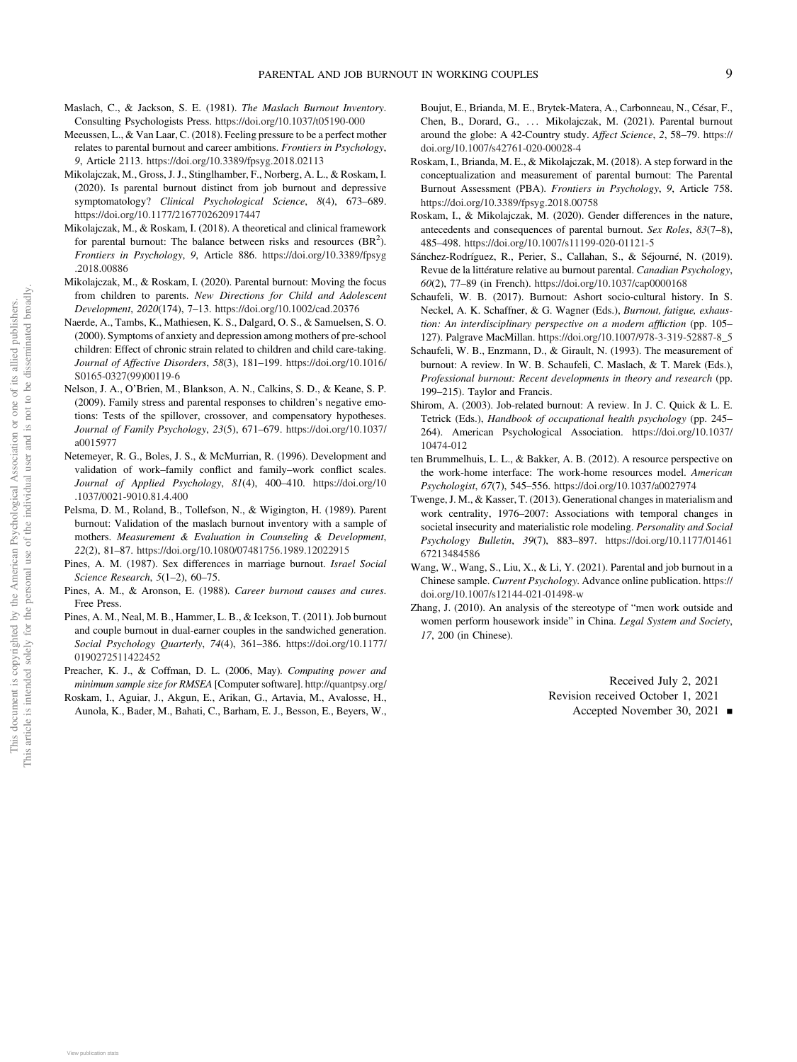Maslach, C., & Jackson, S. E. (1981). *The Maslach Burnout Inventory*. Consulting Psychologists Press. https://doi.org/10.1037/t05190-000

Meeussen, L., & Van Laar, C. (2018). Feeling pressure to be a perfect mother relates to parental burnout and career ambitions. *Frontiers in Psychology*, *9*, Article 2113. https://doi.org/10.3389/fpsyg.2018.02113

Mikolajczak, M., Gross, J. J., Stinglhamber, F., Norberg, A. L., & Roskam, I. (2020). Is parental burnout distinct from job burnout and depressive symptomatology? *Clinical Psychological Science*, *8*(4), 673–689. https://doi.org/10.1177/2167702620917447

Mikolajczak, M., & Roskam, I. (2018). A theoretical and clinical framework for parental burnout: The balance between risks and resources ($BR^2$). *Frontiers in Psychology*, *9*, Article 886. https://doi.org/10.3389/fpsyg.2018.00886

Mikolajczak, M., & Roskam, I. (2020). Parental burnout: Moving the focus from children to parents. *New Directions for Child and Adolescent Development*, *2020*(174), 7–13. https://doi.org/10.1002/cad.20376

Naerde, A., Tambs, K., Mathiesen, K. S., Dalgard, O. S., & Samuelsen, S. O. (2000). Symptoms of anxiety and depression among mothers of pre-school children: Effect of chronic strain related to children and child care-taking. *Journal of Affective Disorders*, *58*(3), 181–199. https://doi.org/10.1016/S0165-0327(99)00119-6

Nelson, J. A., O'Brien, M., Blankson, A. N., Calkins, S. D., & Keane, S. P. (2009). Family stress and parental responses to children's negative emotions: Tests of the spillover, crossover, and compensatory hypotheses. *Journal of Family Psychology*, *23*(5), 671–679. https://doi.org/10.1037/a0015977

Netemeyer, R. G., Boles, J. S., & McMurrian, R. (1996). Development and validation of work–family conflict and family–work conflict scales. *Journal of Applied Psychology*, *81*(4), 400–410. https://doi.org/10.1037/0021-9010.81.4.400

Pelsma, D. M., Roland, B., Tollefson, N., & Wigington, H. (1989). Parent burnout: Validation of the maslach burnout inventory with a sample of mothers. *Measurement & Evaluation in Counseling & Development*, *22*(2), 81–87. https://doi.org/10.1080/07481756.1989.12022915

Pines, A. M. (1987). Sex differences in marriage burnout. *Israel Social Science Research*, *5*(1–2), 60–75.

Pines, A. M., & Aronson, E. (1988). *Career burnout causes and cures*. Free Press.

Pines, A. M., Neal, M. B., Hammer, L. B., & Icekson, T. (2011). Job burnout and couple burnout in dual-earner couples in the sandwiched generation. *Social Psychology Quarterly*, *74*(4), 361–386. https://doi.org/10.1177/0190272511422452

Preacher, K. J., & Coffman, D. L. (2006, May). *Computing power and minimum sample size for RMSEA* [Computer software]. http://quantpsy.org/

Roskam, I., Aguiar, J., Akgun, E., Arikan, G., Artavia, M., Avalosse, H., Aunola, K., Bader, M., Bahati, C., Barham, E. J., Besson, E., Beyers, W., Boujut, E., Brianda, M. E., Brytek-Matera, A., Carbonneau, N., César, F., Chen, B., Dorard, G., ... Mikolajczak, M. (2021). Parental burnout around the globe: A 42-Country study. *Affect Science*, *2*, 58–79. https://doi.org/10.1007/s42761-020-00028-4

Roskam, I., Brianda, M. E., & Mikolajczak, M. (2018). A step forward in the conceptualization and measurement of parental burnout: The Parental Burnout Assessment (PBA). *Frontiers in Psychology*, *9*, Article 758. https://doi.org/10.3389/fpsyg.2018.00758

Roskam, I., & Mikolajczak, M. (2020). Gender differences in the nature, antecedents and consequences of parental burnout. *Sex Roles*, *83*(7–8), 485–498. https://doi.org/10.1007/s11199-020-01121-5

Sánchez-Rodríguez, R., Perier, S., Callahan, S., & Séjourné, N. (2019). Revue de la littérature relative au burnout parental. *Canadian Psychology*, *60*(2), 77–89 (in French). https://doi.org/10.1037/cap0000168

Schaufeli, W. B. (2017). Burnout: Ashort socio-cultural history. In S. Neckel, A. K. Schaffner, & G. Wagner (Eds.), *Burnout, fatigue, exhaustion: An interdisciplinary perspective on a modern affliction* (pp. 105–127). Palgrave MacMillan. https://doi.org/10.1007/978-3-319-52887-8_5

Schaufeli, W. B., Enzmann, D., & Girault, N. (1993). The measurement of burnout: A review. In W. B. Schaufeli, C. Maslach, & T. Marek (Eds.), *Professional burnout: Recent developments in theory and research* (pp. 199–215). Taylor and Francis.

Shirom, A. (2003). Job-related burnout: A review. In J. C. Quick & L. E. Tetrick (Eds.), *Handbook of occupational health psychology* (pp. 245–264). American Psychological Association. https://doi.org/10.1037/10474-012

ten Brummelhuis, L. L., & Bakker, A. B. (2012). A resource perspective on the work-home interface: The work-home resources model. *American Psychologist*, *67*(7), 545–556. https://doi.org/10.1037/a0027974

Twenge, J. M., & Kasser, T. (2013). Generational changes in materialism and work centrality, 1976–2007: Associations with temporal changes in societal insecurity and materialistic role modeling. *Personality and Social Psychology Bulletin*, *39*(7), 883–897. https://doi.org/10.1177/0146167213484586

Wang, W., Wang, S., Liu, X., & Li, Y. (2021). Parental and job burnout in a Chinese sample. *Current Psychology*. Advance online publication. https://doi.org/10.1007/s12144-021-01498-w

Zhang, J. (2010). An analysis of the stereotype of "men work outside and women perform housework inside" in China. *Legal System and Society*, *17*, 200 (in Chinese).

Received July 2, 2021
Revision received October 1, 2021
Accepted November 30, 2021 ■